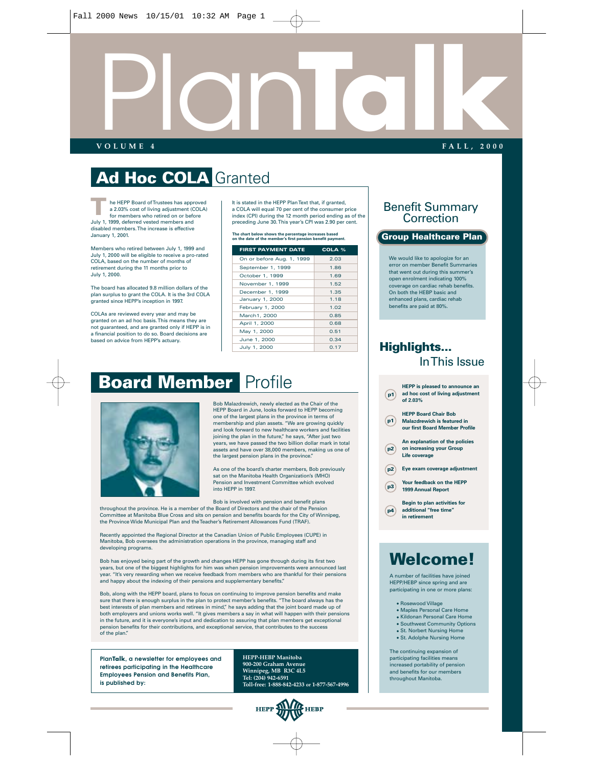# PlanTalk

VOLUME 4 — FALL, 2000

## Ad Hoc COLA Granted

The HEPP Board of Trustees has approved a 2.03% cost of living adjustment (COLA) for members who retired on or before July 1, 1999, deferred vested members and disabled members. The increase is effective January 1, 2001.

Members who retired between July 1, 1999 and July 1, 2000 will be eligible to receive a pro-rated COLA, based on the number of months of retirement during the 11 months prior to July 1, 2000.

The board has allocated 9.8 million dollars of the plan surplus to grant the COLA. It is the 3rd COLA granted since HEPP's inception in 1997.

COLAs are reviewed every year and may be granted on an ad hoc basis. This means they are not guaranteed, and are granted only if HEPP is in a financial position to do so. Board decisions are based on advice from HEPP's actuary.

It is stated in the HEPP Plan Text that, if granted, a COLA will equal 70 per cent of the consumer price index (CPI) during the 12 month period ending as of the preceding June 30. This year's CPI was 2.90 per cent.

**The chart below shows the percentage increases based on the date of the member's first pension benefit payment.**

| FIRST PAYMENT DATE | COLA % |
|---|---|
| On or before Aug. 1, 1999 | 2.03 |
| September 1, 1999 | 1.86 |
| October 1, 1999 | 1.69 |
| November 1, 1999 | 1.52 |
| December 1, 1999 | 1.35 |
| January 1, 2000 | 1.18 |
| February 1, 2000 | 1.02 |
| March1, 2000 | 0.85 |
| April 1, 2000 | 0.68 |
| May 1, 2000 | 0.51 |
| June 1, 2000 | 0.34 |
| July 1, 2000 | 0.17 |

## Board Member Profile

Bob Malazdrewich, newly elected as the Chair of the HEPP Board in June, looks forward to HEPP becoming one of the largest plans in the province in terms of membership and plan assets. "We are growing quickly and look forward to new healthcare workers and facilities joining the plan in the future," he says, "After just two years, we have passed the two billion dollar mark in total assets and have over 38,000 members, making us one of the largest pension plans in the province."

As one of the board's charter members, Bob previously sat on the Manitoba Health Organization's (MHO) Pension and Investment Committee which evolved into HEPP in 1997.

Bob is involved with pension and benefit plans throughout the province. He is a member of the Board of Directors and the chair of the Pension Committee at Manitoba Blue Cross and sits on pension and benefits boards for the City of Winnipeg, the Province Wide Municipal Plan and the Teacher's Retirement Allowances Fund (TRAF).

Recently appointed the Regional Director at the Canadian Union of Public Employees (CUPE) in Manitoba, Bob oversees the administration operations in the province, managing staff and developing programs.

Bob has enjoyed being part of the growth and changes HEPP has gone through during its first two years, but one of the biggest highlights for him was when pension improvements were announced last year. "It's very rewarding when we receive feedback from members who are thankful for their pensions and happy about the indexing of their pensions and supplementary benefits."

Bob, along with the HEPP board, plans to focus on continuing to improve pension benefits and make sure that there is enough surplus in the plan to protect member's benefits. "The board always has the best interests of plan members and retirees in mind," he says adding that the joint board made up of both employers and unions works well. "It gives members a say in what will happen with their pensions in the future, and it is everyone's input and dedication to assuring that plan members get exceptional pension benefits for their contributions, and exceptional service, that contributes to the success of the plan."

## Benefit Summary Correction

### Group Healthcare Plan

We would like to apologize for an error on member Benefit Summaries that went out during this summer's open enrolment indicating 100% coverage on cardiac rehab benefits. On both the HEBP basic and enhanced plans, cardiac rehab benefits are paid at 80%.

## Highlights... In This Issue

- **p1** — HEPP is pleased to announce an ad hoc cost of living adjustment of 2.03%
- **p1** — HEPP Board Chair Bob Malazdrewich is featured in our first Board Member Profile
- **p2** — An explanation of the policies on increasing your Group Life coverage
- **p2** — Eye exam coverage adjustment
- **p3** — Your feedback on the HEPP 1999 Annual Report
- **p4** — Begin to plan activities for additional "free time" in retirement

## Welcome!

A number of facilities have joined HEPP/HEBP since spring and are participating in one or more plans:

- Rosewood Village
- Maples Personal Care Home
- Kildonan Personal Care Home
- Southwest Community Options
- St. Norbert Nursing Home
- St. Adolphe Nursing Home

The continuing expansion of participating facilities means increased portability of pension and benefits for our members throughout Manitoba.

**PlanTalk, a newsletter for employees and retirees participating in the Healthcare Employees Pension and Benefits Plan, is published by:**

**HEPP-HEBP Manitoba**
**900-200 Graham Avenue**
**Winnipeg, MB R3C 4L5**
**Tel: (204) 942-6591**
**Toll-free: 1-888-842-4233 or 1-877-567-4996**

HEPP HEBP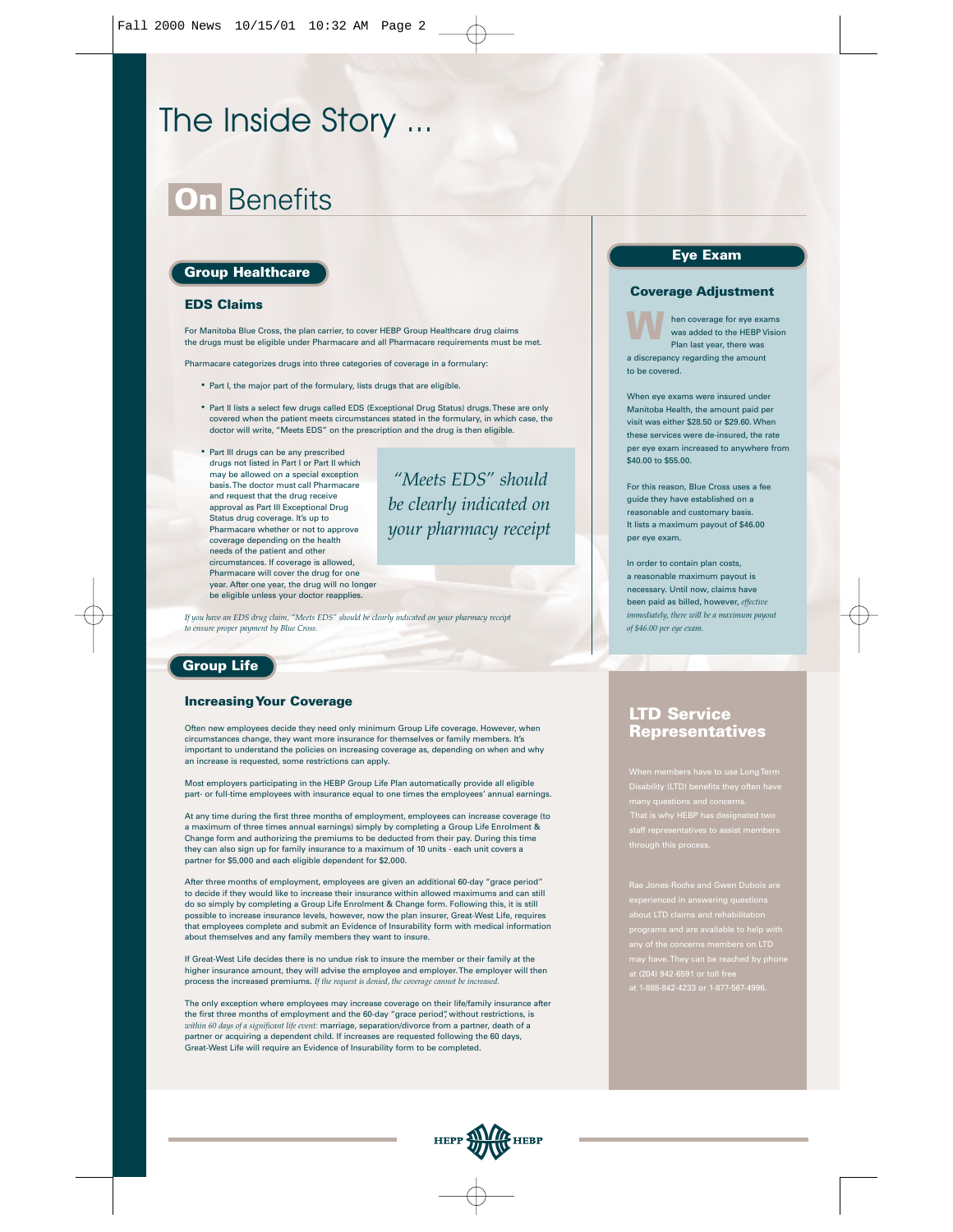# The Inside Story ...

## On Benefits

### Group Healthcare

#### EDS Claims

For Manitoba Blue Cross, the plan carrier, to cover HEBP Group Healthcare drug claims the drugs must be eligible under Pharmacare and all Pharmacare requirements must be met.

Pharmacare categorizes drugs into three categories of coverage in a formulary:

- Part I, the major part of the formulary, lists drugs that are eligible.
- Part II lists a select few drugs called EDS (Exceptional Drug Status) drugs. These are only covered when the patient meets circumstances stated in the formulary, in which case, the doctor will write, "Meets EDS" on the prescription and the drug is then eligible.
- Part III drugs can be any prescribed drugs not listed in Part I or Part II which may be allowed on a special exception basis. The doctor must call Pharmacare and request that the drug receive approval as Part III Exceptional Drug Status drug coverage. It's up to Pharmacare whether or not to approve coverage depending on the health needs of the patient and other circumstances. If coverage is allowed, Pharmacare will cover the drug for one year. After one year, the drug will no longer be eligible unless your doctor reapplies.

*"Meets EDS" should be clearly indicated on your pharmacy receipt*

*If you have an EDS drug claim, "Meets EDS" should be clearly indicated on your pharmacy receipt to ensure proper payment by Blue Cross.*

### Group Life

#### Increasing Your Coverage

Often new employees decide they need only minimum Group Life coverage. However, when circumstances change, they want more insurance for themselves or family members. It's important to understand the policies on increasing coverage as, depending on when and why an increase is requested, some restrictions can apply.

Most employers participating in the HEBP Group Life Plan automatically provide all eligible part- or full-time employees with insurance equal to one times the employees' annual earnings.

At any time during the first three months of employment, employees can increase coverage (to a maximum of three times annual earnings) simply by completing a Group Life Enrolment & Change form and authorizing the premiums to be deducted from their pay. During this time they can also sign up for family insurance to a maximum of 10 units - each unit covers a partner for $5,000 and each eligible dependent for $2,000.

After three months of employment, employees are given an additional 60-day "grace period" to decide if they would like to increase their insurance within allowed maximums and can still do so simply by completing a Group Life Enrolment & Change form. Following this, it is still possible to increase insurance levels, however, now the plan insurer, Great-West Life, requires that employees complete and submit an Evidence of Insurability form with medical information about themselves and any family members they want to insure.

If Great-West Life decides there is no undue risk to insure the member or their family at the higher insurance amount, they will advise the employee and employer. The employer will then process the increased premiums. *If the request is denied, the coverage cannot be increased.*

The only exception where employees may increase coverage on their life/family insurance after the first three months of employment and the 60-day "grace period", without restrictions, is *within 60 days of a significant life event:* marriage, separation/divorce from a partner, death of a partner or acquiring a dependent child. If increases are requested following the 60 days, Great-West Life will require an Evidence of Insurability form to be completed.

### Eye Exam

#### Coverage Adjustment

When coverage for eye exams was added to the HEBP Vision Plan last year, there was a discrepancy regarding the amount to be covered.

When eye exams were insured under Manitoba Health, the amount paid per visit was either $28.50 or $29.60. When these services were de-insured, the rate per eye exam increased to anywhere from $40.00 to $55.00.

For this reason, Blue Cross uses a fee guide they have established on a reasonable and customary basis. It lists a maximum payout of $46.00 per eye exam.

In order to contain plan costs, a reasonable maximum payout is necessary. Until now, claims have been paid as billed, however, *effective immediately, there will be a maximum payout of $46.00 per eye exam.*

### LTD Service Representatives

When members have to use Long Term Disability (LTD) benefits they often have many questions and concerns. That is why HEBP has designated two staff representatives to assist members through this process.

Rae Jones-Roche and Gwen Dubois are experienced in answering questions about LTD claims and rehabilitation programs and are available to help with any of the concerns members on LTD may have. They can be reached by phone at (204) 942-6591 or toll free at 1-888-842-4233 or 1-877-567-4996.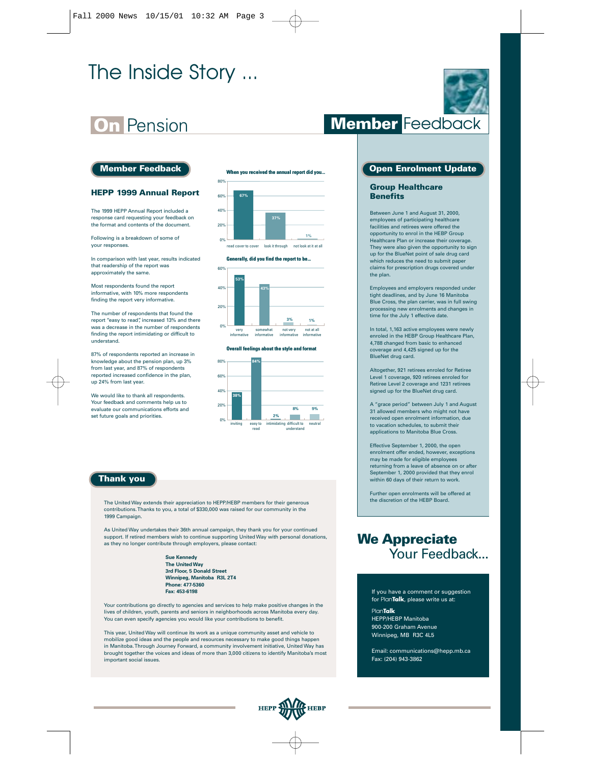# The Inside Story ...

## On Pension

### Member Feedback

#### HEPP 1999 Annual Report

The 1999 HEPP Annual Report included a response card requesting your feedback on the format and contents of the document.

Following is a breakdown of some of your responses.

In comparison with last year, results indicated that readership of the report was approximately the same.

Most respondents found the report informative, with 10% more respondents finding the report very informative.

The number of respondents that found the report "easy to read", increased 13% and there was a decrease in the number of respondents finding the report intimidating or difficult to understand.

87% of respondents reported an increase in knowledge about the pension plan, up 3% from last year, and 87% of respondents reported increased confidence in the plan, up 24% from last year.

We would like to thank all respondents. Your feedback and comments help us to evaluate our communications efforts and set future goals and priorities.

**When you received the annual report did you...**

| read cover to cover | look it through | not look at it at all |
|---|---|---|
| 67% | 37% | 1% |

**Generally, did you find the report to be...**

| very informative | somewhat informative | not very informative | not at all informative |
|---|---|---|---|
| 53% | 43% | 3% | 1% |

**Overall feelings about the style and format**

| inviting | easy to read | intimidating | difficult to understand | neutral |
|---|---|---|---|---|
| 38% | 84% | 2% | 8% | 9% |

### Thank you

The United Way extends their appreciation to HEPP/HEBP members for their generous contributions. Thanks to you, a total of $330,000 was raised for our community in the 1999 Campaign.

As United Way undertakes their 36th annual campaign, they thank you for your continued support. If retired members wish to continue supporting United Way with personal donations, as they no longer contribute through employers, please contact:

**Sue Kennedy**
**The United Way**
**3rd Floor, 5 Donald Street**
**Winnipeg, Manitoba R3L 2T4**
**Phone: 477-5360**
**Fax: 453-6198**

Your contributions go directly to agencies and services to help make positive changes in the lives of children, youth, parents and seniors in neighborhoods across Manitoba every day. You can even specify agencies you would like your contributions to benefit.

This year, United Way will continue its work as a unique community asset and vehicle to mobilize good ideas and the people and resources necessary to make good things happen in Manitoba. Through Journey Forward, a community involvement initiative, United Way has brought together the voices and ideas of more than 3,000 citizens to identify Manitoba's most important social issues.

## Member Feedback

### Open Enrolment Update

#### Group Healthcare Benefits

Between June 1 and August 31, 2000, employees of participating healthcare facilities and retirees were offered the opportunity to enrol in the HEBP Group Healthcare Plan or increase their coverage. They were also given the opportunity to sign up for the BlueNet point of sale drug card which reduces the need to submit paper claims for prescription drugs covered under the plan.

Employees and employers responded under tight deadlines, and by June 16 Manitoba Blue Cross, the plan carrier, was in full swing processing new enrolments and changes in time for the July 1 effective date.

In total, 1,163 active employees were newly enroled in the HEBP Group Healthcare Plan, 4,788 changed from basic to enhanced coverage and 4,425 signed up for the BlueNet drug card.

Altogether, 921 retirees enroled for Retiree Level 1 coverage, 920 retirees enroled for Retiree Level 2 coverage and 1231 retirees signed up for the BlueNet drug card.

A "grace period" between July 1 and August 31 allowed members who might not have received open enrolment information, due to vacation schedules, to submit their applications to Manitoba Blue Cross.

Effective September 1, 2000, the open enrolment offer ended, however, exceptions may be made for eligible employees returning from a leave of absence on or after September 1, 2000 provided that they enrol within 60 days of their return to work.

Further open enrolments will be offered at the discretion of the HEBP Board.

## We Appreciate Your Feedback...

If you have a comment or suggestion for Plan**Talk**, please write us at:

Plan**Talk**
HEPP/HEBP Manitoba
900-200 Graham Avenue
Winnipeg, MB R3C 4L5

Email: communications@hepp.mb.ca
Fax: (204) 943-3862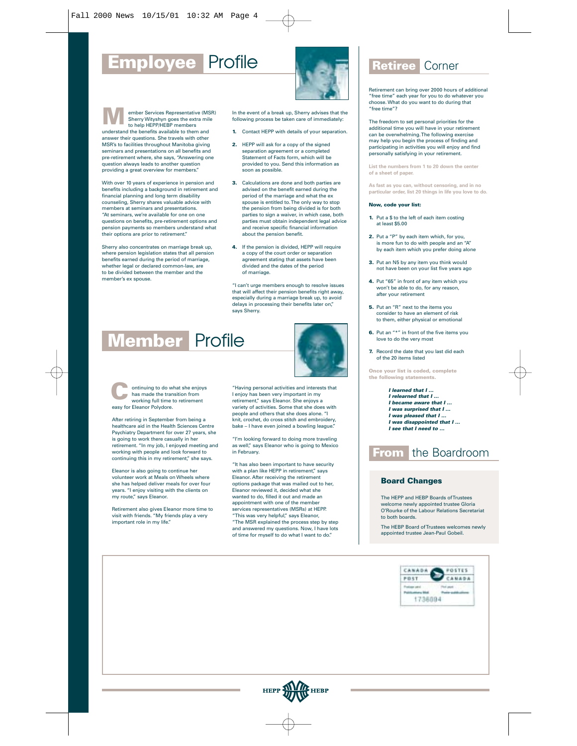# Employee Profile

Member Services Representative (MSR) Sherry Wit判yshyn goes the extra mile to help HEPP/HEBP members understand the benefits available to them and answer their questions. She travels with other MSR's to facilities throughout Manitoba giving seminars and presentations on all benefits and pre-retirement where, she says, "Answering one question always leads to another question providing a great overview for members."

With over 10 years of experience in pension and benefits including a background in retirement and financial planning and long term disability counseling, Sherry shares valuable advice with members at seminars and presentations. "At seminars, we're available for one on one questions on benefits, pre-retirement options and pension payments so members understand what their options are prior to retirement."

Sherry also concentrates on marriage break up, where pension legislation states that all pension benefits earned during the period of marriage, whether legal or declared common-law, are to be divided between the member and the member's ex spouse.

In the event of a break up, Sherry advises that the following process be taken care of immediately:

1. Contact HEPP with details of your separation.
2. HEPP will ask for a copy of the signed separation agreement or a completed Statement of Facts form, which will be provided to you. Send this information as soon as possible.
3. Calculations are done and both parties are advised on the benefit earned during the period of the marriage and what the ex spouse is entitled to. The only way to stop the pension from being divided is for both parties to sign a waiver, in which case, both parties must obtain independent legal advice and receive specific financial information about the pension benefit.
4. If the pension is divided, HEPP will require a copy of the court order or separation agreement stating that assets have been divided and the dates of the period of marriage.

"I can't urge members enough to resolve issues that will affect their pension benefits right away, especially during a marriage break up, to avoid delays in processing their benefits later on," says Sherry.

# Member Profile

Continuing to do what she enjoys has made the transition from working full time to retirement easy for Eleanor Polydore.

After retiring in September from being a healthcare aid in the Health Sciences Centre Psychiatry Department for over 27 years, she is going to work there casually in her retirement. "In my job, I enjoyed meeting and working with people and look forward to continuing this in my retirement," she says.

Eleanor is also going to continue her volunteer work at Meals on Wheels where she has helped deliver meals for over four years. "I enjoy visiting with the clients on my route," says Eleanor.

Retirement also gives Eleanor more time to visit with friends. "My friends play a very important role in my life."

"Having personal activities and interests that I enjoy has been very important in my retirement," says Eleanor. She enjoys a variety of activities. Some that she does with people and others that she does alone. "I knit, crochet, do cross stitch and embroidery, bake – I have even joined a bowling league."

"I'm looking forward to doing more traveling as well," says Eleanor who is going to Mexico in February.

"It has also been important to have security with a plan like HEPP in retirement," says Eleanor. After receiving the retirement options package that was mailed out to her, Eleanor reviewed it, decided what she wanted to do, filled it out and made an appointment with one of the member services representatives (MSRs) at HEPP. "This was very helpful," says Eleanor, "The MSR explained the process step by step and answered my questions. Now, I have lots of time for myself to do what I want to do."

# Retiree Corner

Retirement can bring over 2000 hours of additional "free time" each year for you to do whatever you choose. What do you want to do during that "free time"?

The freedom to set personal priorities for the additional time you will have in your retirement can be overwhelming. The following exercise may help you begin the process of finding and participating in activities you will enjoy and find personally satisfying in your retirement.

**List the numbers from 1 to 20 down the center of a sheet of paper.**

**As fast as you can, without censoring, and in no particular order, list 20 things in life you love to do.**

**Now, code your list:**

1. Put a $ to the left of each item costing at least $5.00
2. Put a "P" by each item which, for you, is more fun to do with people and an "A" by each item which you prefer doing alone
3. Put an N5 by any item you think would not have been on your list five years ago
4. Put "65" in front of any item which you won't be able to do, for any reason, after your retirement
5. Put an "R" next to the items you consider to have an element of risk to them, either physical or emotional
6. Put an "*" in front of the five items you love to do the very most
7. Record the date that you last did each of the 20 items listed

**Once your list is coded, complete the following statements.**

***I learned that I ...***
***I relearned that I ...***
***I became aware that I ...***
***I was surprised that I ...***
***I was pleased that I ...***
***I was disappointed that I ...***
***I see that I need to ...***

# From the Boardroom

## Board Changes

The HEPP and HEBP Boards of Trustees welcome newly appointed trustee Gloria O'Rourke of the Labour Relations Secretariat to both boards.

The HEBP Board of Trustees welcomes newly appointed trustee Jean-Paul Gobeil.

CANADA POST POSTES CANADA
Postage paid Port payé
Publications Mail Poste-publications
1736094

HEPP HEBP